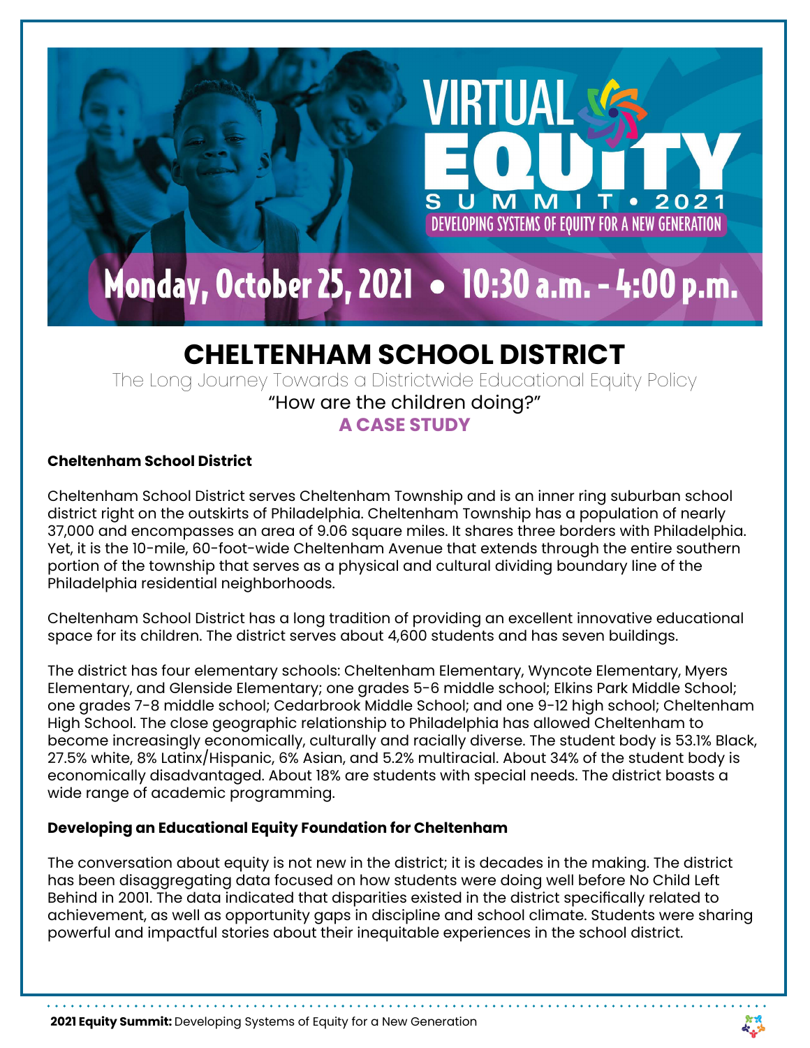VIRTUAL EQUITY SUMMIT • 2021

DEVELOPING SYSTEMS OF EQUITY FOR A NEW GENERATION

Monday, October 25, 2021 • 10:30 a.m. - 4:00 p.m.

# CHELTENHAM SCHOOL DISTRICT

The Long Journey Towards a Districtwide Educational Equity Policy

"How are the children doing?"

**A CASE STUDY**

### Cheltenham School District

Cheltenham School District serves Cheltenham Township and is an inner ring suburban school district right on the outskirts of Philadelphia. Cheltenham Township has a population of nearly 37,000 and encompasses an area of 9.06 square miles. It shares three borders with Philadelphia. Yet, it is the 10-mile, 60-foot-wide Cheltenham Avenue that extends through the entire southern portion of the township that serves as a physical and cultural dividing boundary line of the Philadelphia residential neighborhoods.

Cheltenham School District has a long tradition of providing an excellent innovative educational space for its children. The district serves about 4,600 students and has seven buildings.

The district has four elementary schools: Cheltenham Elementary, Wyncote Elementary, Myers Elementary, and Glenside Elementary; one grades 5-6 middle school; Elkins Park Middle School; one grades 7-8 middle school; Cedarbrook Middle School; and one 9-12 high school; Cheltenham High School. The close geographic relationship to Philadelphia has allowed Cheltenham to become increasingly economically, culturally and racially diverse. The student body is 53.1% Black, 27.5% white, 8% Latinx/Hispanic, 6% Asian, and 5.2% multiracial. About 34% of the student body is economically disadvantaged. About 18% are students with special needs. The district boasts a wide range of academic programming.

### Developing an Educational Equity Foundation for Cheltenham

The conversation about equity is not new in the district; it is decades in the making. The district has been disaggregating data focused on how students were doing well before No Child Left Behind in 2001. The data indicated that disparities existed in the district specifically related to achievement, as well as opportunity gaps in discipline and school climate. Students were sharing powerful and impactful stories about their inequitable experiences in the school district.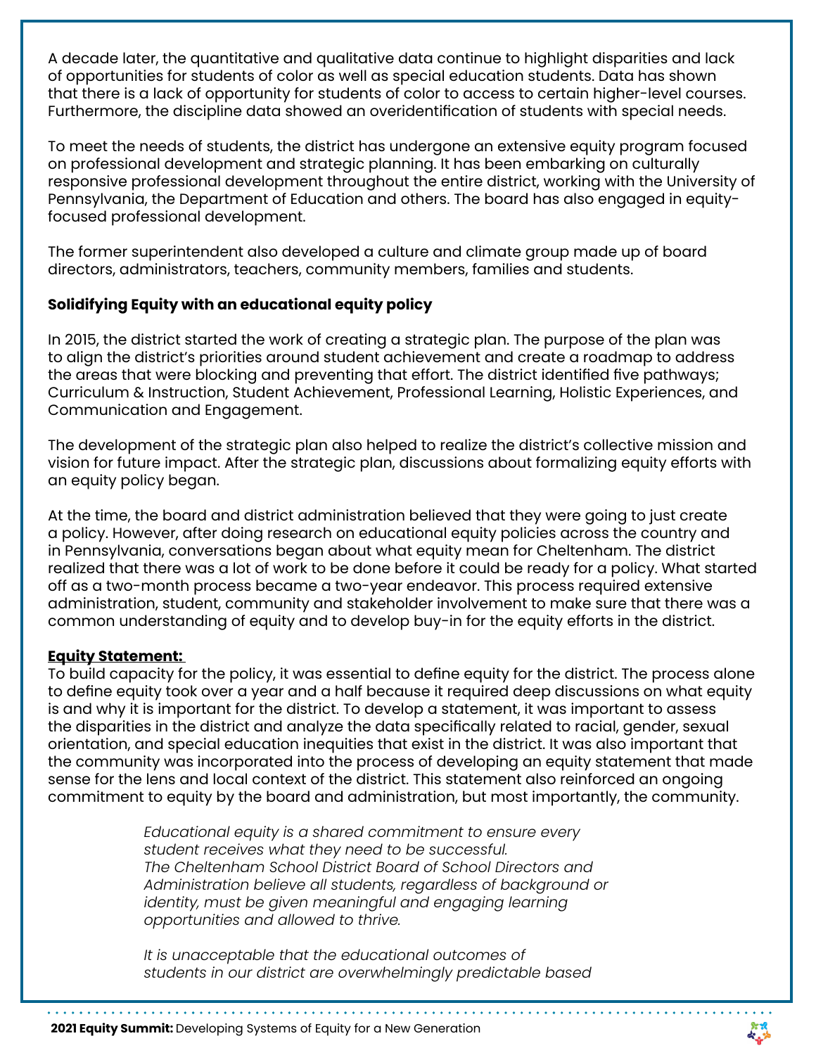A decade later, the quantitative and qualitative data continue to highlight disparities and lack of opportunities for students of color as well as special education students. Data has shown that there is a lack of opportunity for students of color to access to certain higher-level courses. Furthermore, the discipline data showed an overidentification of students with special needs.

To meet the needs of students, the district has undergone an extensive equity program focused on professional development and strategic planning. It has been embarking on culturally responsive professional development throughout the entire district, working with the University of Pennsylvania, the Department of Education and others. The board has also engaged in equity-focused professional development.

The former superintendent also developed a culture and climate group made up of board directors, administrators, teachers, community members, families and students.

**Solidifying Equity with an educational equity policy**

In 2015, the district started the work of creating a strategic plan. The purpose of the plan was to align the district's priorities around student achievement and create a roadmap to address the areas that were blocking and preventing that effort. The district identified five pathways; Curriculum & Instruction, Student Achievement, Professional Learning, Holistic Experiences, and Communication and Engagement.

The development of the strategic plan also helped to realize the district's collective mission and vision for future impact. After the strategic plan, discussions about formalizing equity efforts with an equity policy began.

At the time, the board and district administration believed that they were going to just create a policy. However, after doing research on educational equity policies across the country and in Pennsylvania, conversations began about what equity mean for Cheltenham. The district realized that there was a lot of work to be done before it could be ready for a policy. What started off as a two-month process became a two-year endeavor. This process required extensive administration, student, community and stakeholder involvement to make sure that there was a common understanding of equity and to develop buy-in for the equity efforts in the district.

**Equity Statement:**

To build capacity for the policy, it was essential to define equity for the district. The process alone to define equity took over a year and a half because it required deep discussions on what equity is and why it is important for the district. To develop a statement, it was important to assess the disparities in the district and analyze the data specifically related to racial, gender, sexual orientation, and special education inequities that exist in the district. It was also important that the community was incorporated into the process of developing an equity statement that made sense for the lens and local context of the district. This statement also reinforced an ongoing commitment to equity by the board and administration, but most importantly, the community.

> *Educational equity is a shared commitment to ensure every student receives what they need to be successful. The Cheltenham School District Board of School Directors and Administration believe all students, regardless of background or identity, must be given meaningful and engaging learning opportunities and allowed to thrive.*
>
> *It is unacceptable that the educational outcomes of students in our district are overwhelmingly predictable based*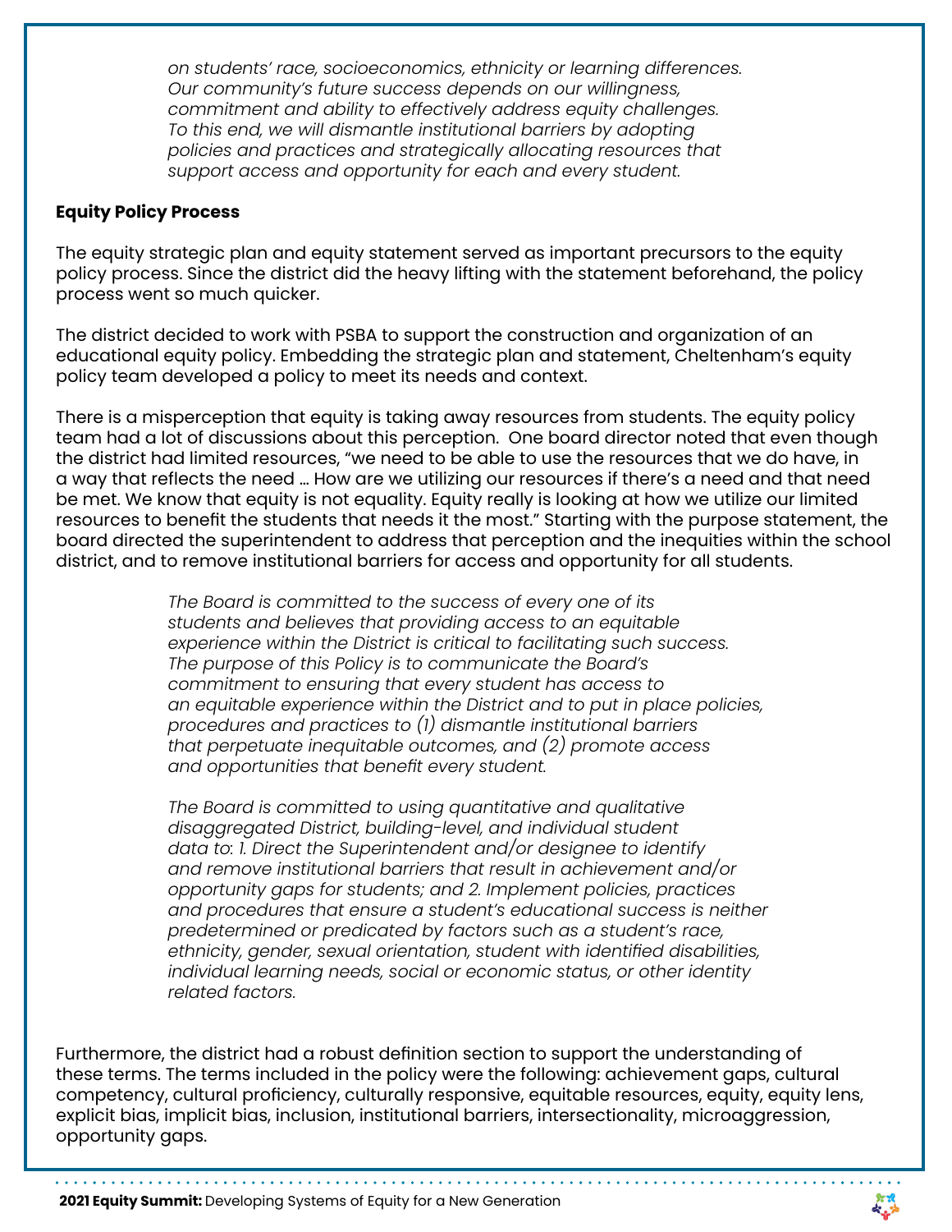*on students' race, socioeconomics, ethnicity or learning differences. Our community's future success depends on our willingness, commitment and ability to effectively address equity challenges. To this end, we will dismantle institutional barriers by adopting policies and practices and strategically allocating resources that support access and opportunity for each and every student.*

**Equity Policy Process**

The equity strategic plan and equity statement served as important precursors to the equity policy process. Since the district did the heavy lifting with the statement beforehand, the policy process went so much quicker.

The district decided to work with PSBA to support the construction and organization of an educational equity policy. Embedding the strategic plan and statement, Cheltenham's equity policy team developed a policy to meet its needs and context.

There is a misperception that equity is taking away resources from students. The equity policy team had a lot of discussions about this perception. One board director noted that even though the district had limited resources, "we need to be able to use the resources that we do have, in a way that reflects the need … How are we utilizing our resources if there's a need and that need be met. We know that equity is not equality. Equity really is looking at how we utilize our limited resources to benefit the students that needs it the most." Starting with the purpose statement, the board directed the superintendent to address that perception and the inequities within the school district, and to remove institutional barriers for access and opportunity for all students.

*The Board is committed to the success of every one of its students and believes that providing access to an equitable experience within the District is critical to facilitating such success. The purpose of this Policy is to communicate the Board's commitment to ensuring that every student has access to an equitable experience within the District and to put in place policies, procedures and practices to (1) dismantle institutional barriers that perpetuate inequitable outcomes, and (2) promote access and opportunities that benefit every student.*

*The Board is committed to using quantitative and qualitative disaggregated District, building-level, and individual student data to: 1. Direct the Superintendent and/or designee to identify and remove institutional barriers that result in achievement and/or opportunity gaps for students; and 2. Implement policies, practices and procedures that ensure a student's educational success is neither predetermined or predicated by factors such as a student's race, ethnicity, gender, sexual orientation, student with identified disabilities, individual learning needs, social or economic status, or other identity related factors.*

Furthermore, the district had a robust definition section to support the understanding of these terms. The terms included in the policy were the following: achievement gaps, cultural competency, cultural proficiency, culturally responsive, equitable resources, equity, equity lens, explicit bias, implicit bias, inclusion, institutional barriers, intersectionality, microaggression, opportunity gaps.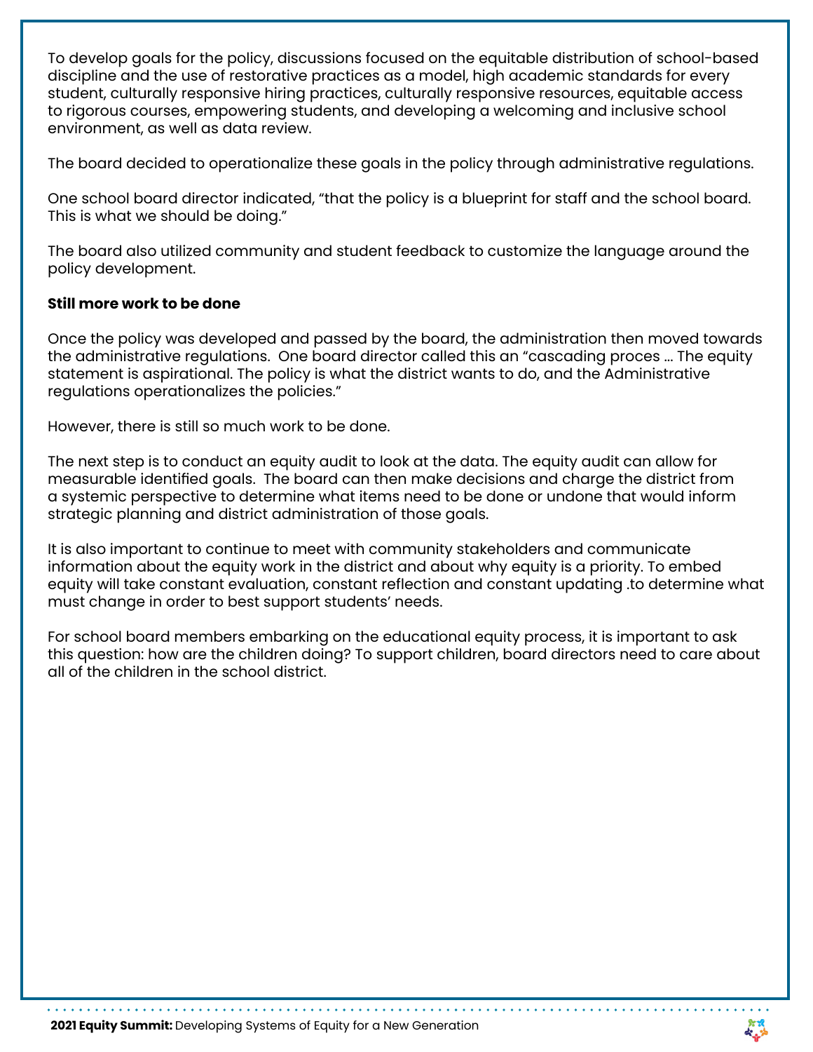To develop goals for the policy, discussions focused on the equitable distribution of school-based discipline and the use of restorative practices as a model, high academic standards for every student, culturally responsive hiring practices, culturally responsive resources, equitable access to rigorous courses, empowering students, and developing a welcoming and inclusive school environment, as well as data review.

The board decided to operationalize these goals in the policy through administrative regulations.

One school board director indicated, "that the policy is a blueprint for staff and the school board. This is what we should be doing."

The board also utilized community and student feedback to customize the language around the policy development.

**Still more work to be done**

Once the policy was developed and passed by the board, the administration then moved towards the administrative regulations. One board director called this an "cascading proces … The equity statement is aspirational. The policy is what the district wants to do, and the Administrative regulations operationalizes the policies."

However, there is still so much work to be done.

The next step is to conduct an equity audit to look at the data. The equity audit can allow for measurable identified goals. The board can then make decisions and charge the district from a systemic perspective to determine what items need to be done or undone that would inform strategic planning and district administration of those goals.

It is also important to continue to meet with community stakeholders and communicate information about the equity work in the district and about why equity is a priority. To embed equity will take constant evaluation, constant reflection and constant updating .to determine what must change in order to best support students' needs.

For school board members embarking on the educational equity process, it is important to ask this question: how are the children doing? To support children, board directors need to care about all of the children in the school district.